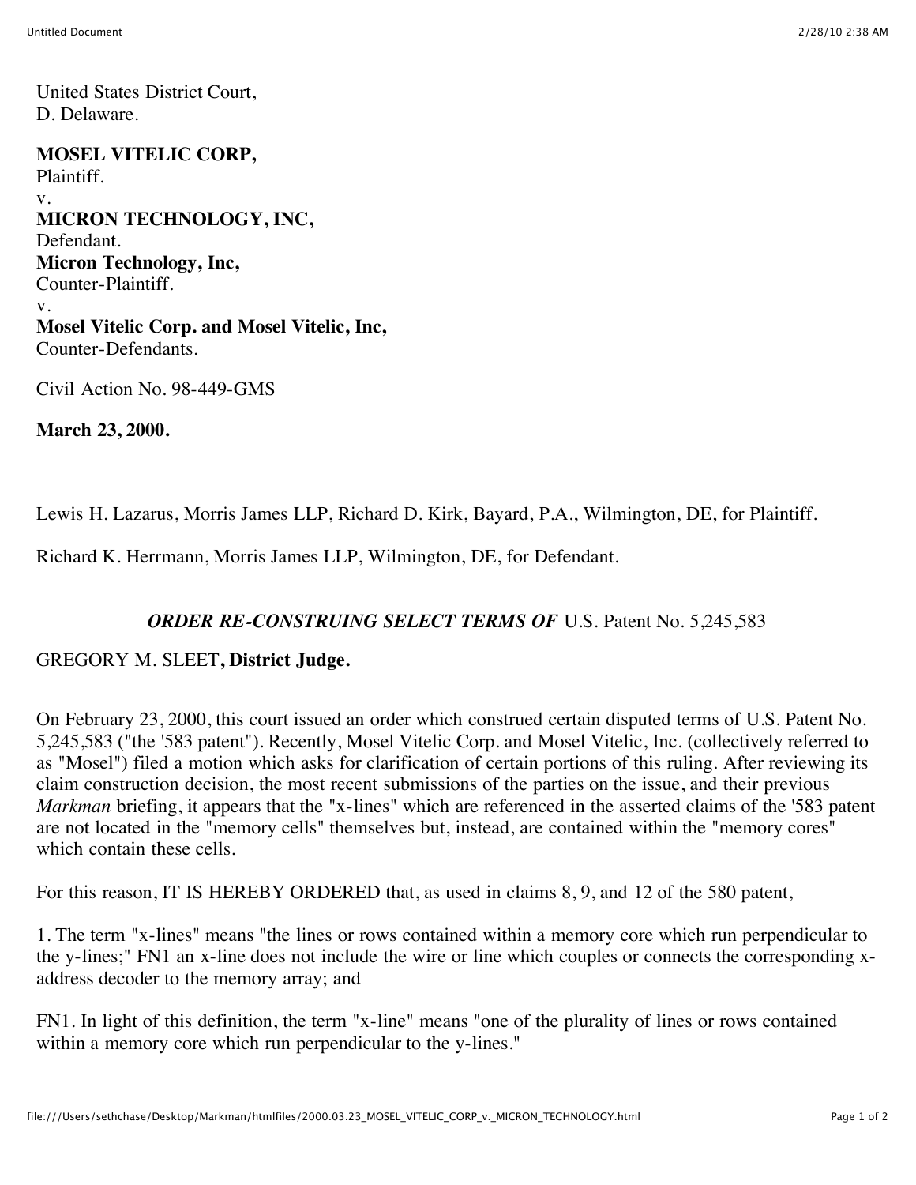United States District Court,
D. Delaware.

**MOSEL VITELIC CORP,**
Plaintiff.
v.
**MICRON TECHNOLOGY, INC,**
Defendant.
**Micron Technology, Inc,**
Counter-Plaintiff.
v.
**Mosel Vitelic Corp. and Mosel Vitelic, Inc,**
Counter-Defendants.

Civil Action No. 98-449-GMS

**March 23, 2000.**

Lewis H. Lazarus, Morris James LLP, Richard D. Kirk, Bayard, P.A., Wilmington, DE, for Plaintiff.

Richard K. Herrmann, Morris James LLP, Wilmington, DE, for Defendant.

## *ORDER RE-CONSTRUING SELECT TERMS OF* U.S. Patent No. 5,245,583

GREGORY M. SLEET**, District Judge.**

On February 23, 2000, this court issued an order which construed certain disputed terms of U.S. Patent No. 5,245,583 ("the '583 patent"). Recently, Mosel Vitelic Corp. and Mosel Vitelic, Inc. (collectively referred to as "Mosel") filed a motion which asks for clarification of certain portions of this ruling. After reviewing its claim construction decision, the most recent submissions of the parties on the issue, and their previous *Markman* briefing, it appears that the "x-lines" which are referenced in the asserted claims of the '583 patent are not located in the "memory cells" themselves but, instead, are contained within the "memory cores" which contain these cells.

For this reason, IT IS HEREBY ORDERED that, as used in claims 8, 9, and 12 of the 580 patent,

1. The term "x-lines" means "the lines or rows contained within a memory core which run perpendicular to the y-lines;" FN1 an x-line does not include the wire or line which couples or connects the corresponding x-address decoder to the memory array; and

FN1. In light of this definition, the term "x-line" means "one of the plurality of lines or rows contained within a memory core which run perpendicular to the y-lines."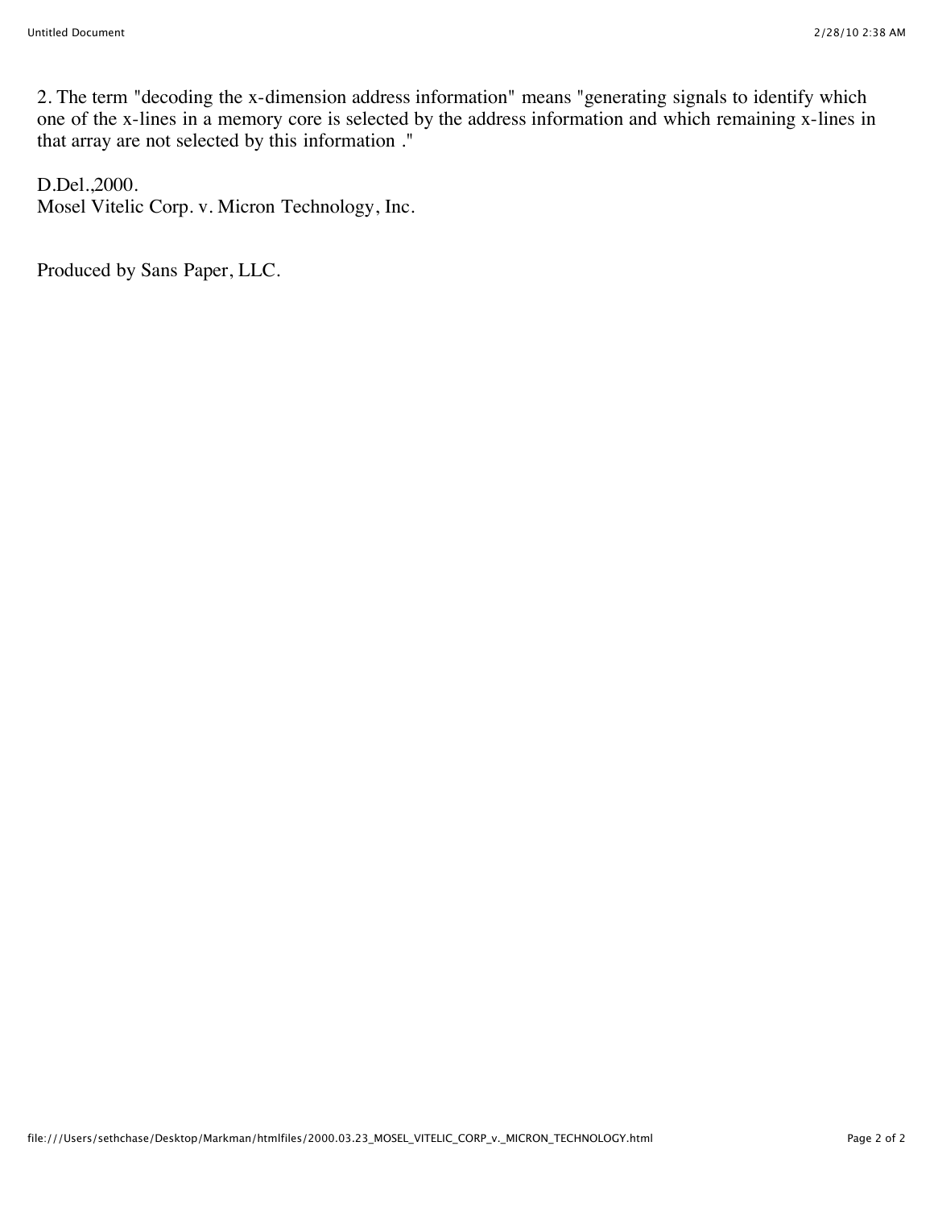2. The term "decoding the x-dimension address information" means "generating signals to identify which one of the x-lines in a memory core is selected by the address information and which remaining x-lines in that array are not selected by this information ."

D.Del.,2000.
Mosel Vitelic Corp. v. Micron Technology, Inc.

Produced by Sans Paper, LLC.